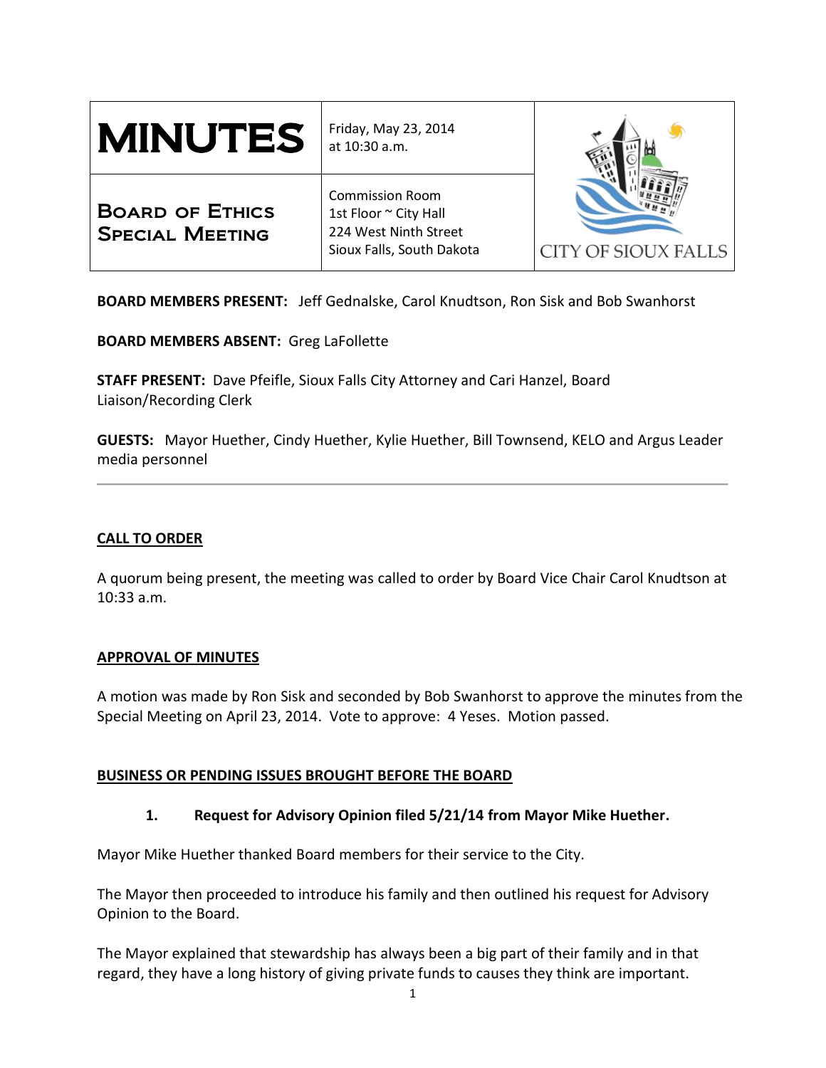| MINUTES | Friday, May 23, 2014<br>at 10:30 a.m. | CITY OF SIOUX FALLS |
|---|---|---|
| **Board of Ethics Special Meeting** | Commission Room<br>1st Floor ~ City Hall<br>224 West Ninth Street<br>Sioux Falls, South Dakota | |

**BOARD MEMBERS PRESENT:** Jeff Gednalske, Carol Knudtson, Ron Sisk and Bob Swanhorst

**BOARD MEMBERS ABSENT:** Greg LaFollette

**STAFF PRESENT:** Dave Pfeifle, Sioux Falls City Attorney and Cari Hanzel, Board Liaison/Recording Clerk

**GUESTS:** Mayor Huether, Cindy Huether, Kylie Huether, Bill Townsend, KELO and Argus Leader media personnel

---

## CALL TO ORDER

A quorum being present, the meeting was called to order by Board Vice Chair Carol Knudtson at 10:33 a.m.

## APPROVAL OF MINUTES

A motion was made by Ron Sisk and seconded by Bob Swanhorst to approve the minutes from the Special Meeting on April 23, 2014. Vote to approve: 4 Yeses. Motion passed.

## BUSINESS OR PENDING ISSUES BROUGHT BEFORE THE BOARD

**1. Request for Advisory Opinion filed 5/21/14 from Mayor Mike Huether.**

Mayor Mike Huether thanked Board members for their service to the City.

The Mayor then proceeded to introduce his family and then outlined his request for Advisory Opinion to the Board.

The Mayor explained that stewardship has always been a big part of their family and in that regard, they have a long history of giving private funds to causes they think are important.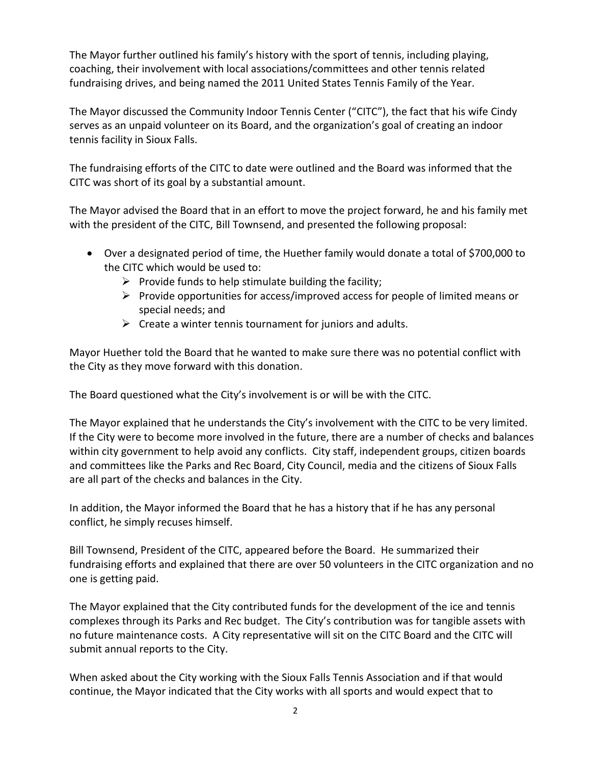The Mayor further outlined his family's history with the sport of tennis, including playing, coaching, their involvement with local associations/committees and other tennis related fundraising drives, and being named the 2011 United States Tennis Family of the Year.

The Mayor discussed the Community Indoor Tennis Center ("CITC"), the fact that his wife Cindy serves as an unpaid volunteer on its Board, and the organization's goal of creating an indoor tennis facility in Sioux Falls.

The fundraising efforts of the CITC to date were outlined and the Board was informed that the CITC was short of its goal by a substantial amount.

The Mayor advised the Board that in an effort to move the project forward, he and his family met with the president of the CITC, Bill Townsend, and presented the following proposal:

- Over a designated period of time, the Huether family would donate a total of $700,000 to the CITC which would be used to:
  - Provide funds to help stimulate building the facility;
  - Provide opportunities for access/improved access for people of limited means or special needs; and
  - Create a winter tennis tournament for juniors and adults.

Mayor Huether told the Board that he wanted to make sure there was no potential conflict with the City as they move forward with this donation.

The Board questioned what the City's involvement is or will be with the CITC.

The Mayor explained that he understands the City's involvement with the CITC to be very limited. If the City were to become more involved in the future, there are a number of checks and balances within city government to help avoid any conflicts. City staff, independent groups, citizen boards and committees like the Parks and Rec Board, City Council, media and the citizens of Sioux Falls are all part of the checks and balances in the City.

In addition, the Mayor informed the Board that he has a history that if he has any personal conflict, he simply recuses himself.

Bill Townsend, President of the CITC, appeared before the Board. He summarized their fundraising efforts and explained that there are over 50 volunteers in the CITC organization and no one is getting paid.

The Mayor explained that the City contributed funds for the development of the ice and tennis complexes through its Parks and Rec budget. The City's contribution was for tangible assets with no future maintenance costs. A City representative will sit on the CITC Board and the CITC will submit annual reports to the City.

When asked about the City working with the Sioux Falls Tennis Association and if that would continue, the Mayor indicated that the City works with all sports and would expect that to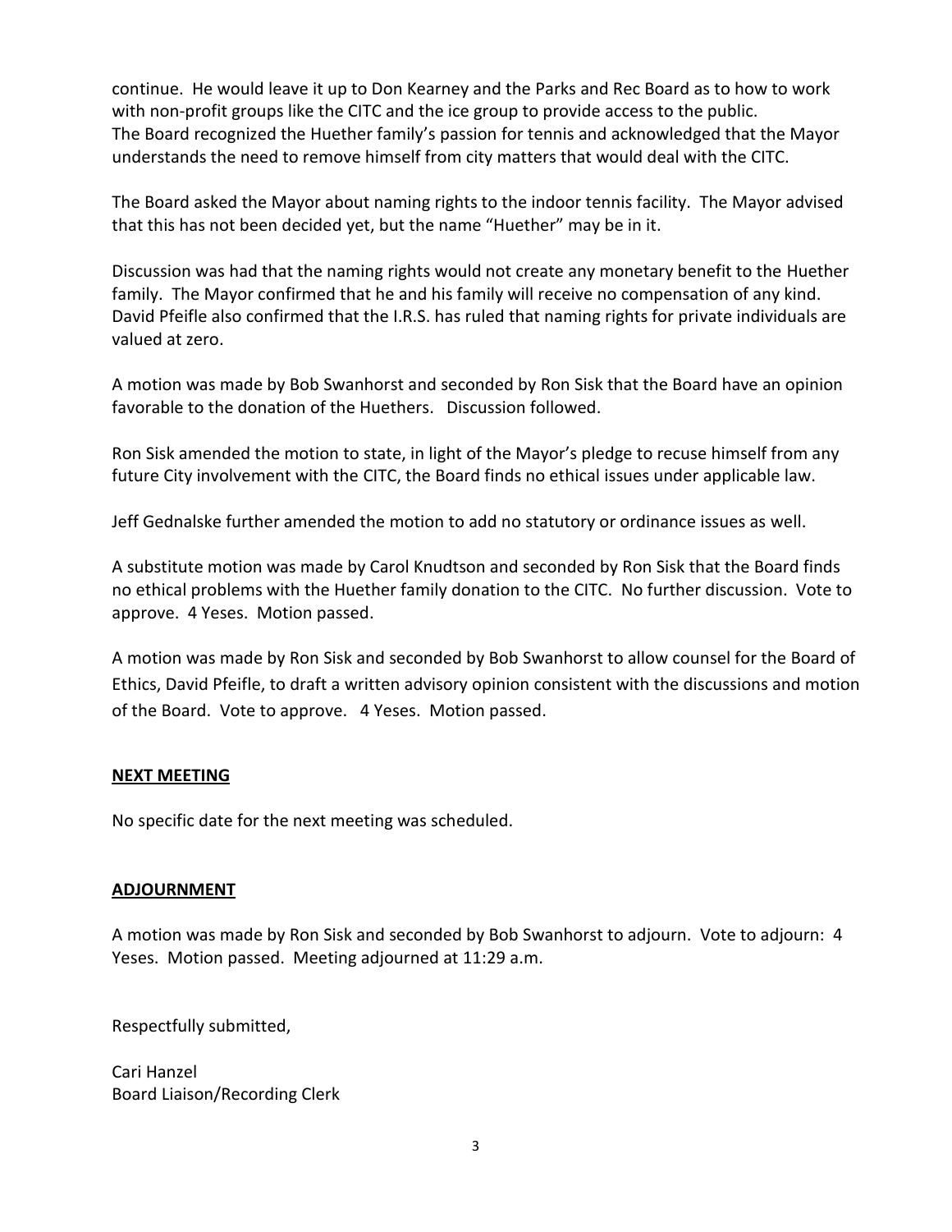continue. He would leave it up to Don Kearney and the Parks and Rec Board as to how to work with non-profit groups like the CITC and the ice group to provide access to the public. The Board recognized the Huether family's passion for tennis and acknowledged that the Mayor understands the need to remove himself from city matters that would deal with the CITC.

The Board asked the Mayor about naming rights to the indoor tennis facility. The Mayor advised that this has not been decided yet, but the name "Huether" may be in it.

Discussion was had that the naming rights would not create any monetary benefit to the Huether family. The Mayor confirmed that he and his family will receive no compensation of any kind. David Pfeifle also confirmed that the I.R.S. has ruled that naming rights for private individuals are valued at zero.

A motion was made by Bob Swanhorst and seconded by Ron Sisk that the Board have an opinion favorable to the donation of the Huethers. Discussion followed.

Ron Sisk amended the motion to state, in light of the Mayor's pledge to recuse himself from any future City involvement with the CITC, the Board finds no ethical issues under applicable law.

Jeff Gednalske further amended the motion to add no statutory or ordinance issues as well.

A substitute motion was made by Carol Knudtson and seconded by Ron Sisk that the Board finds no ethical problems with the Huether family donation to the CITC. No further discussion. Vote to approve. 4 Yeses. Motion passed.

A motion was made by Ron Sisk and seconded by Bob Swanhorst to allow counsel for the Board of Ethics, David Pfeifle, to draft a written advisory opinion consistent with the discussions and motion of the Board. Vote to approve. 4 Yeses. Motion passed.

## NEXT MEETING

No specific date for the next meeting was scheduled.

## ADJOURNMENT

A motion was made by Ron Sisk and seconded by Bob Swanhorst to adjourn. Vote to adjourn: 4 Yeses. Motion passed. Meeting adjourned at 11:29 a.m.

Respectfully submitted,

Cari Hanzel
Board Liaison/Recording Clerk